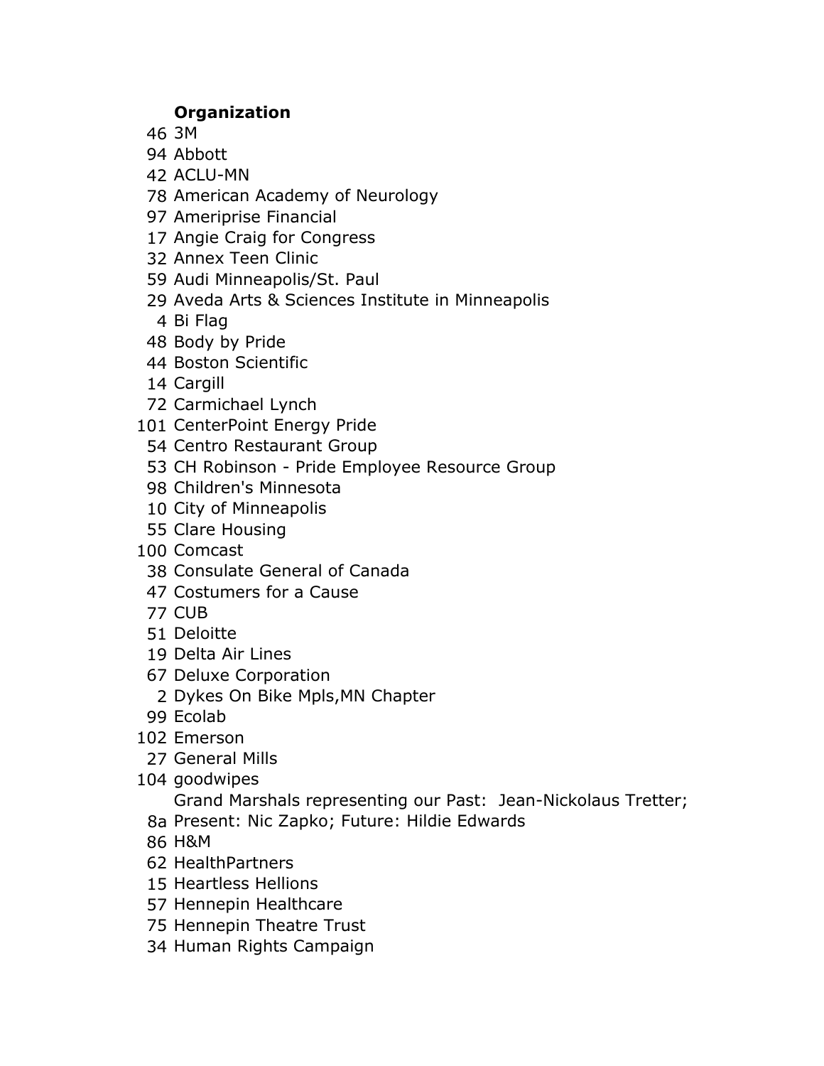| | **Organization** |
|---|---|
| 46 | 3M |
| 94 | Abbott |
| 42 | ACLU-MN |
| 78 | American Academy of Neurology |
| 97 | Ameriprise Financial |
| 17 | Angie Craig for Congress |
| 32 | Annex Teen Clinic |
| 59 | Audi Minneapolis/St. Paul |
| 29 | Aveda Arts & Sciences Institute in Minneapolis |
| 4 | Bi Flag |
| 48 | Body by Pride |
| 44 | Boston Scientific |
| 14 | Cargill |
| 72 | Carmichael Lynch |
| 101 | CenterPoint Energy Pride |
| 54 | Centro Restaurant Group |
| 53 | CH Robinson - Pride Employee Resource Group |
| 98 | Children's Minnesota |
| 10 | City of Minneapolis |
| 55 | Clare Housing |
| 100 | Comcast |
| 38 | Consulate General of Canada |
| 47 | Costumers for a Cause |
| 77 | CUB |
| 51 | Deloitte |
| 19 | Delta Air Lines |
| 67 | Deluxe Corporation |
| 2 | Dykes On Bike Mpls,MN Chapter |
| 99 | Ecolab |
| 102 | Emerson |
| 27 | General Mills |
| 104 | goodwipes |
| 8a | Grand Marshals representing our Past: Jean-Nickolaus Tretter; Present: Nic Zapko; Future: Hildie Edwards |
| 86 | H&M |
| 62 | HealthPartners |
| 15 | Heartless Hellions |
| 57 | Hennepin Healthcare |
| 75 | Hennepin Theatre Trust |
| 34 | Human Rights Campaign |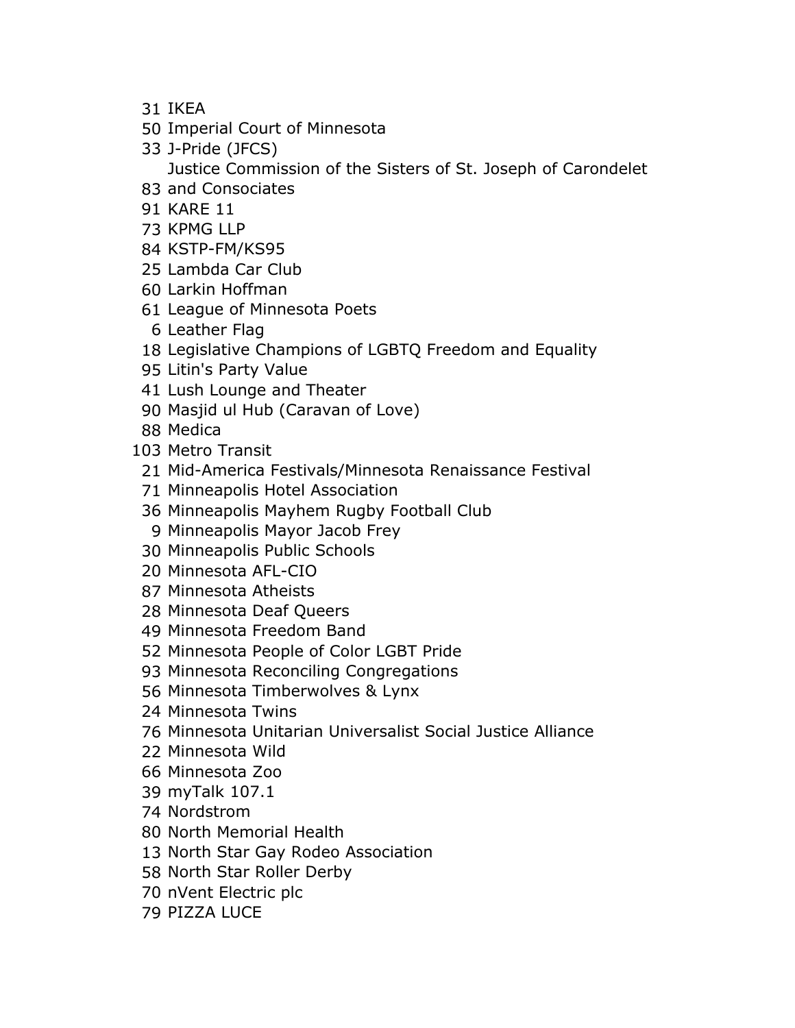31 IKEA
50 Imperial Court of Minnesota
33 J-Pride (JFCS)
83 Justice Commission of the Sisters of St. Joseph of Carondelet and Consociates
91 KARE 11
73 KPMG LLP
84 KSTP-FM/KS95
25 Lambda Car Club
60 Larkin Hoffman
61 League of Minnesota Poets
6 Leather Flag
18 Legislative Champions of LGBTQ Freedom and Equality
95 Litin's Party Value
41 Lush Lounge and Theater
90 Masjid ul Hub (Caravan of Love)
88 Medica
103 Metro Transit
21 Mid-America Festivals/Minnesota Renaissance Festival
71 Minneapolis Hotel Association
36 Minneapolis Mayhem Rugby Football Club
9 Minneapolis Mayor Jacob Frey
30 Minneapolis Public Schools
20 Minnesota AFL-CIO
87 Minnesota Atheists
28 Minnesota Deaf Queers
49 Minnesota Freedom Band
52 Minnesota People of Color LGBT Pride
93 Minnesota Reconciling Congregations
56 Minnesota Timberwolves & Lynx
24 Minnesota Twins
76 Minnesota Unitarian Universalist Social Justice Alliance
22 Minnesota Wild
66 Minnesota Zoo
39 myTalk 107.1
74 Nordstrom
80 North Memorial Health
13 North Star Gay Rodeo Association
58 North Star Roller Derby
70 nVent Electric plc
79 PIZZA LUCE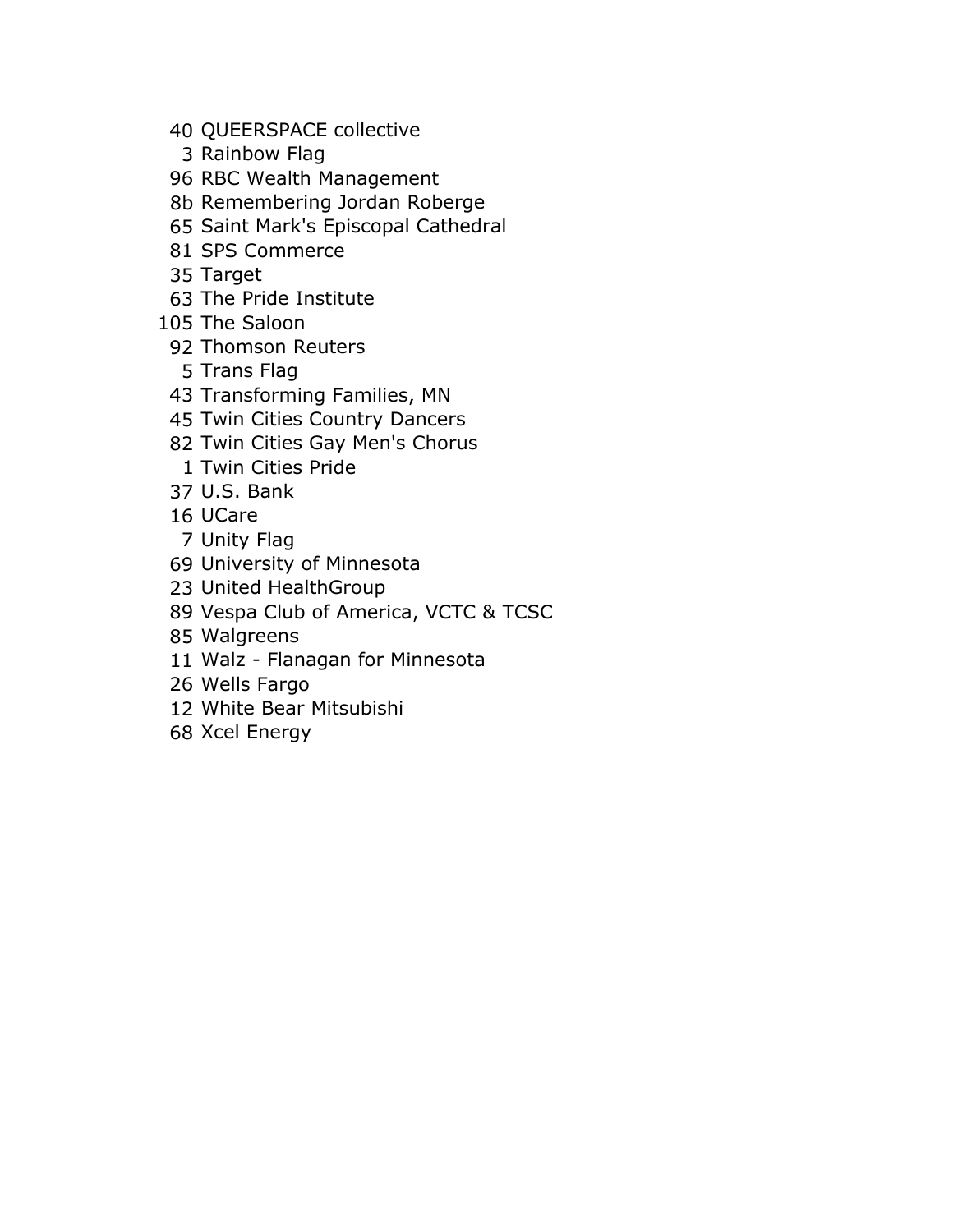40 QUEERSPACE collective
3 Rainbow Flag
96 RBC Wealth Management
8b Remembering Jordan Roberge
65 Saint Mark's Episcopal Cathedral
81 SPS Commerce
35 Target
63 The Pride Institute
105 The Saloon
92 Thomson Reuters
5 Trans Flag
43 Transforming Families, MN
45 Twin Cities Country Dancers
82 Twin Cities Gay Men's Chorus
1 Twin Cities Pride
37 U.S. Bank
16 UCare
7 Unity Flag
69 University of Minnesota
23 United HealthGroup
89 Vespa Club of America, VCTC & TCSC
85 Walgreens
11 Walz - Flanagan for Minnesota
26 Wells Fargo
12 White Bear Mitsubishi
68 Xcel Energy